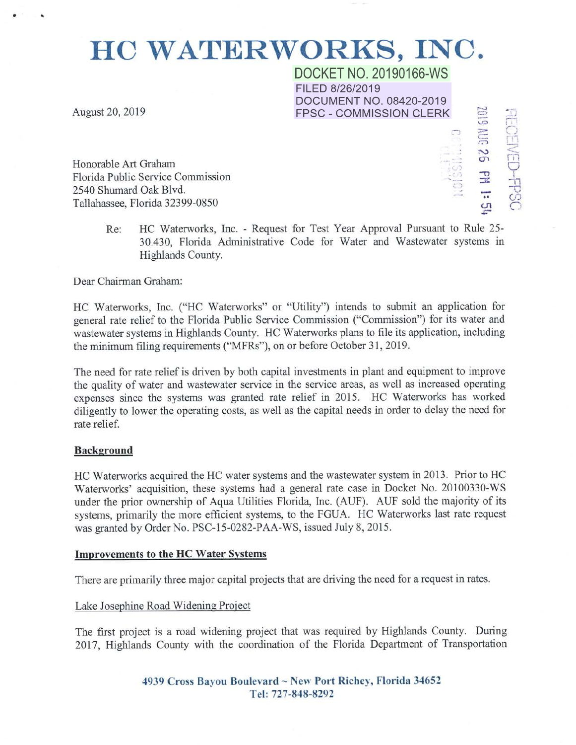# HC WATERWORKS, INC.

DOCKET NO. 20190166-WS
FILED 8/26/2019
DOCUMENT NO. 08420-2019
FPSC - COMMISSION CLERK

2019 AUG 26 PM 1:54

RECEIVED-FPSC

COMMISSION CLERK

August 20, 2019

Honorable Art Graham
Florida Public Service Commission
2540 Shumard Oak Blvd.
Tallahassee, Florida 32399-0850

Re: HC Waterworks, Inc. - Request for Test Year Approval Pursuant to Rule 25-30.430, Florida Administrative Code for Water and Wastewater systems in Highlands County.

Dear Chairman Graham:

HC Waterworks, Inc. ("HC Waterworks" or "Utility") intends to submit an application for general rate relief to the Florida Public Service Commission ("Commission") for its water and wastewater systems in Highlands County. HC Waterworks plans to file its application, including the minimum filing requirements ("MFRs"), on or before October 31, 2019.

The need for rate relief is driven by both capital investments in plant and equipment to improve the quality of water and wastewater service in the service areas, as well as increased operating expenses since the systems was granted rate relief in 2015. HC Waterworks has worked diligently to lower the operating costs, as well as the capital needs in order to delay the need for rate relief.

**Background**

HC Waterworks acquired the HC water systems and the wastewater system in 2013. Prior to HC Waterworks' acquisition, these systems had a general rate case in Docket No. 20100330-WS under the prior ownership of Aqua Utilities Florida, Inc. (AUF). AUF sold the majority of its systems, primarily the more efficient systems, to the FGUA. HC Waterworks last rate request was granted by Order No. PSC-15-0282-PAA-WS, issued July 8, 2015.

**Improvements to the HC Water Systems**

There are primarily three major capital projects that are driving the need for a request in rates.

Lake Josephine Road Widening Project

The first project is a road widening project that was required by Highlands County. During 2017, Highlands County with the coordination of the Florida Department of Transportation

**4939 Cross Bayou Boulevard ~ New Port Richey, Florida 34652**
**Tel: 727-848-8292**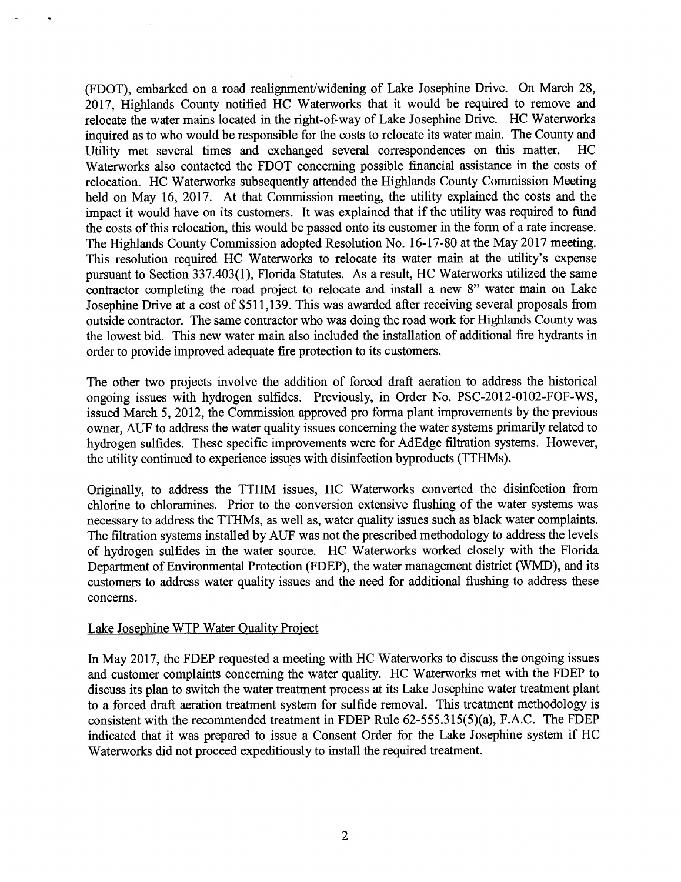(FDOT), embarked on a road realignment/widening of Lake Josephine Drive. On March 28, 2017, Highlands County notified HC Waterworks that it would be required to remove and relocate the water mains located in the right-of-way of Lake Josephine Drive. HC Waterworks inquired as to who would be responsible for the costs to relocate its water main. The County and Utility met several times and exchanged several correspondences on this matter. HC Waterworks also contacted the FDOT concerning possible financial assistance in the costs of relocation. HC Waterworks subsequently attended the Highlands County Commission Meeting held on May 16, 2017. At that Commission meeting, the utility explained the costs and the impact it would have on its customers. It was explained that if the utility was required to fund the costs of this relocation, this would be passed onto its customer in the form of a rate increase. The Highlands County Commission adopted Resolution No. 16-17-80 at the May 2017 meeting. This resolution required HC Waterworks to relocate its water main at the utility's expense pursuant to Section 337.403(1), Florida Statutes. As a result, HC Waterworks utilized the same contractor completing the road project to relocate and install a new 8" water main on Lake Josephine Drive at a cost of $511,139. This was awarded after receiving several proposals from outside contractor. The same contractor who was doing the road work for Highlands County was the lowest bid. This new water main also included the installation of additional fire hydrants in order to provide improved adequate fire protection to its customers.

The other two projects involve the addition of forced draft aeration to address the historical ongoing issues with hydrogen sulfides. Previously, in Order No. PSC-2012-0102-FOF-WS, issued March 5, 2012, the Commission approved pro forma plant improvements by the previous owner, AUF to address the water quality issues concerning the water systems primarily related to hydrogen sulfides. These specific improvements were for AdEdge filtration systems. However, the utility continued to experience issues with disinfection byproducts (TTHMs).

Originally, to address the TTHM issues, HC Waterworks converted the disinfection from chlorine to chloramines. Prior to the conversion extensive flushing of the water systems was necessary to address the TTHMs, as well as, water quality issues such as black water complaints. The filtration systems installed by AUF was not the prescribed methodology to address the levels of hydrogen sulfides in the water source. HC Waterworks worked closely with the Florida Department of Environmental Protection (FDEP), the water management district (WMD), and its customers to address water quality issues and the need for additional flushing to address these concerns.

Lake Josephine WTP Water Quality Project

In May 2017, the FDEP requested a meeting with HC Waterworks to discuss the ongoing issues and customer complaints concerning the water quality. HC Waterworks met with the FDEP to discuss its plan to switch the water treatment process at its Lake Josephine water treatment plant to a forced draft aeration treatment system for sulfide removal. This treatment methodology is consistent with the recommended treatment in FDEP Rule 62-555.315(5)(a), F.A.C. The FDEP indicated that it was prepared to issue a Consent Order for the Lake Josephine system if HC Waterworks did not proceed expeditiously to install the required treatment.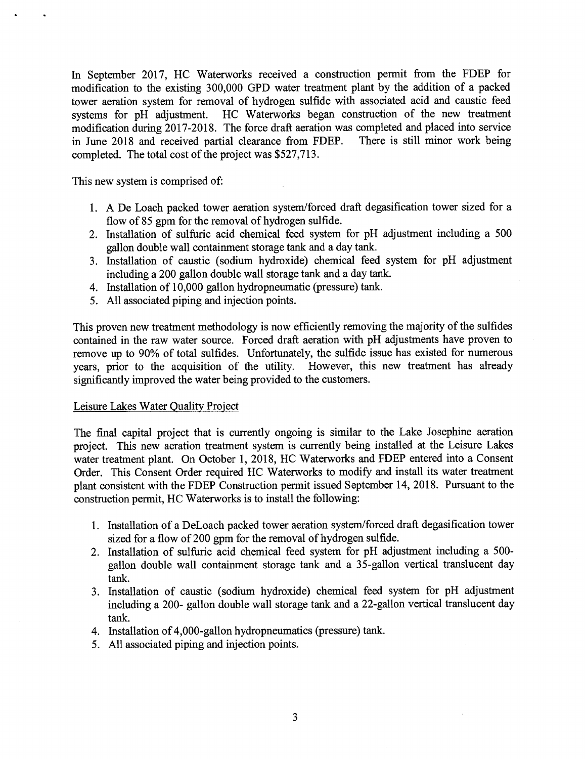In September 2017, HC Waterworks received a construction permit from the FDEP for modification to the existing 300,000 GPD water treatment plant by the addition of a packed tower aeration system for removal of hydrogen sulfide with associated acid and caustic feed systems for pH adjustment. HC Waterworks began construction of the new treatment modification during 2017-2018. The force draft aeration was completed and placed into service in June 2018 and received partial clearance from FDEP. There is still minor work being completed. The total cost of the project was $527,713.

This new system is comprised of:

1. A De Loach packed tower aeration system/forced draft degasification tower sized for a flow of 85 gpm for the removal of hydrogen sulfide.
2. Installation of sulfuric acid chemical feed system for pH adjustment including a 500 gallon double wall containment storage tank and a day tank.
3. Installation of caustic (sodium hydroxide) chemical feed system for pH adjustment including a 200 gallon double wall storage tank and a day tank.
4. Installation of 10,000 gallon hydropneumatic (pressure) tank.
5. All associated piping and injection points.

This proven new treatment methodology is now efficiently removing the majority of the sulfides contained in the raw water source. Forced draft aeration with pH adjustments have proven to remove up to 90% of total sulfides. Unfortunately, the sulfide issue has existed for numerous years, prior to the acquisition of the utility. However, this new treatment has already significantly improved the water being provided to the customers.

Leisure Lakes Water Quality Project

The final capital project that is currently ongoing is similar to the Lake Josephine aeration project. This new aeration treatment system is currently being installed at the Leisure Lakes water treatment plant. On October 1, 2018, HC Waterworks and FDEP entered into a Consent Order. This Consent Order required HC Waterworks to modify and install its water treatment plant consistent with the FDEP Construction permit issued September 14, 2018. Pursuant to the construction permit, HC Waterworks is to install the following:

1. Installation of a DeLoach packed tower aeration system/forced draft degasification tower sized for a flow of 200 gpm for the removal of hydrogen sulfide.
2. Installation of sulfuric acid chemical feed system for pH adjustment including a 500-gallon double wall containment storage tank and a 35-gallon vertical translucent day tank.
3. Installation of caustic (sodium hydroxide) chemical feed system for pH adjustment including a 200- gallon double wall storage tank and a 22-gallon vertical translucent day tank.
4. Installation of 4,000-gallon hydropneumatics (pressure) tank.
5. All associated piping and injection points.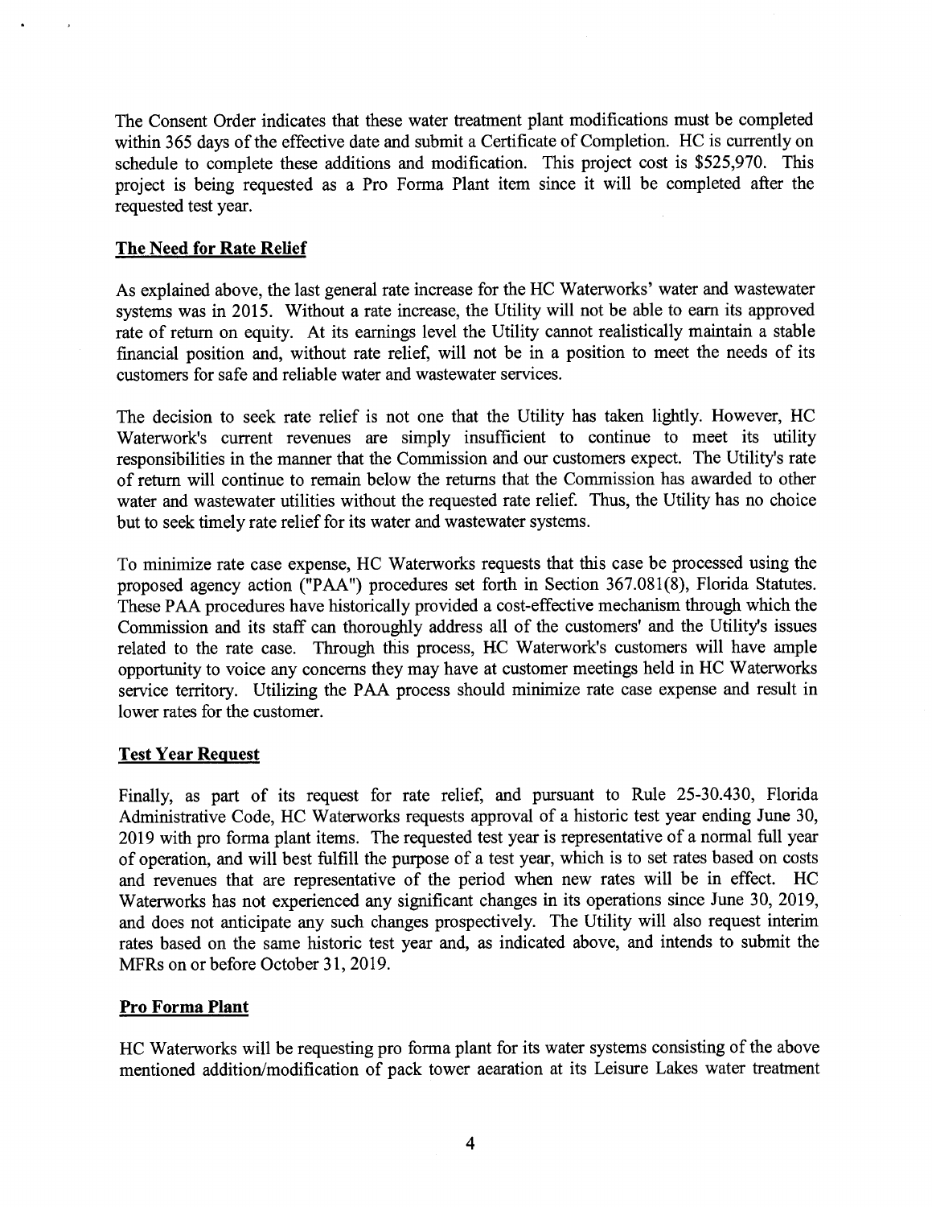The Consent Order indicates that these water treatment plant modifications must be completed within 365 days of the effective date and submit a Certificate of Completion. HC is currently on schedule to complete these additions and modification. This project cost is $525,970. This project is being requested as a Pro Forma Plant item since it will be completed after the requested test year.

## The Need for Rate Relief

As explained above, the last general rate increase for the HC Waterworks' water and wastewater systems was in 2015. Without a rate increase, the Utility will not be able to earn its approved rate of return on equity. At its earnings level the Utility cannot realistically maintain a stable financial position and, without rate relief, will not be in a position to meet the needs of its customers for safe and reliable water and wastewater services.

The decision to seek rate relief is not one that the Utility has taken lightly. However, HC Waterwork's current revenues are simply insufficient to continue to meet its utility responsibilities in the manner that the Commission and our customers expect. The Utility's rate of return will continue to remain below the returns that the Commission has awarded to other water and wastewater utilities without the requested rate relief. Thus, the Utility has no choice but to seek timely rate relief for its water and wastewater systems.

To minimize rate case expense, HC Waterworks requests that this case be processed using the proposed agency action ("PAA") procedures set forth in Section 367.081(8), Florida Statutes. These PAA procedures have historically provided a cost-effective mechanism through which the Commission and its staff can thoroughly address all of the customers' and the Utility's issues related to the rate case. Through this process, HC Waterwork's customers will have ample opportunity to voice any concerns they may have at customer meetings held in HC Waterworks service territory. Utilizing the PAA process should minimize rate case expense and result in lower rates for the customer.

## Test Year Request

Finally, as part of its request for rate relief, and pursuant to Rule 25-30.430, Florida Administrative Code, HC Waterworks requests approval of a historic test year ending June 30, 2019 with pro forma plant items. The requested test year is representative of a normal full year of operation, and will best fulfill the purpose of a test year, which is to set rates based on costs and revenues that are representative of the period when new rates will be in effect. HC Waterworks has not experienced any significant changes in its operations since June 30, 2019, and does not anticipate any such changes prospectively. The Utility will also request interim rates based on the same historic test year and, as indicated above, and intends to submit the MFRs on or before October 31, 2019.

## Pro Forma Plant

HC Waterworks will be requesting pro forma plant for its water systems consisting of the above mentioned addition/modification of pack tower aearation at its Leisure Lakes water treatment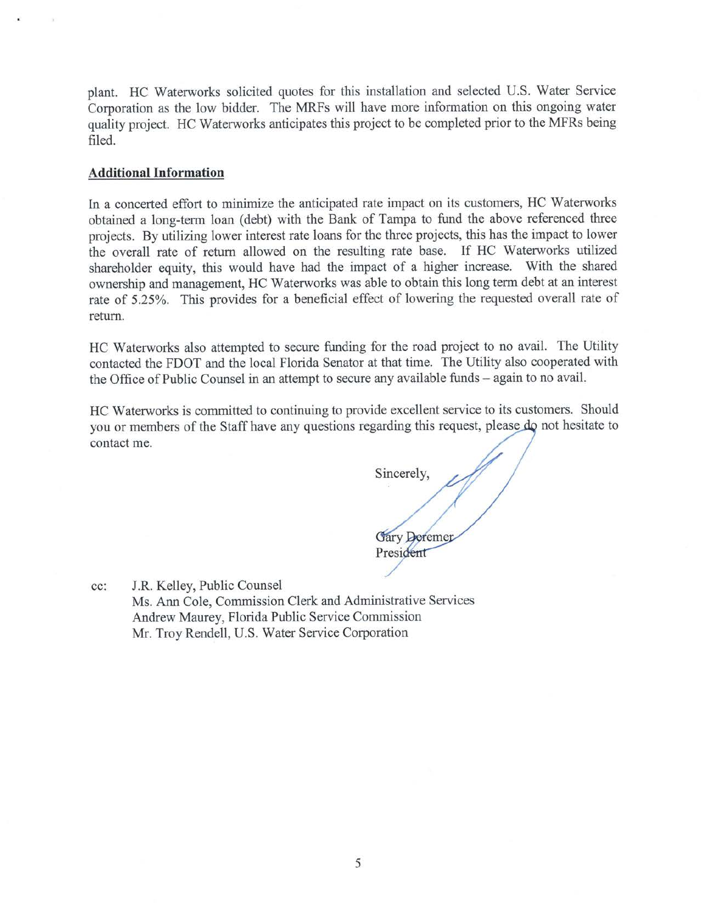plant. HC Waterworks solicited quotes for this installation and selected U.S. Water Service Corporation as the low bidder. The MRFs will have more information on this ongoing water quality project. HC Waterworks anticipates this project to be completed prior to the MFRs being filed.

**Additional Information**

In a concerted effort to minimize the anticipated rate impact on its customers, HC Waterworks obtained a long-term loan (debt) with the Bank of Tampa to fund the above referenced three projects. By utilizing lower interest rate loans for the three projects, this has the impact to lower the overall rate of return allowed on the resulting rate base. If HC Waterworks utilized shareholder equity, this would have had the impact of a higher increase. With the shared ownership and management, HC Waterworks was able to obtain this long term debt at an interest rate of 5.25%. This provides for a beneficial effect of lowering the requested overall rate of return.

HC Waterworks also attempted to secure funding for the road project to no avail. The Utility contacted the FDOT and the local Florida Senator at that time. The Utility also cooperated with the Office of Public Counsel in an attempt to secure any available funds – again to no avail.

HC Waterworks is committed to continuing to provide excellent service to its customers. Should you or members of the Staff have any questions regarding this request, please do not hesitate to contact me.

Sincerely,

Gary Deremer
President

cc: J.R. Kelley, Public Counsel
Ms. Ann Cole, Commission Clerk and Administrative Services
Andrew Maurey, Florida Public Service Commission
Mr. Troy Rendell, U.S. Water Service Corporation